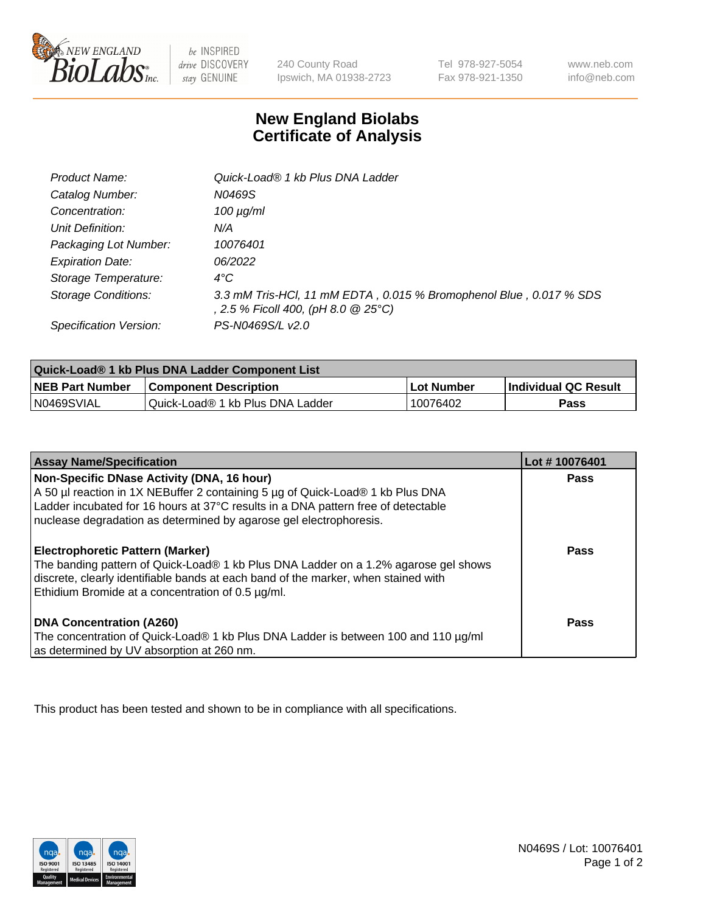New England BioLabs Inc. — be INSPIRED drive DISCOVERY stay GENUINE

240 County Road
Ipswich, MA 01938-2723

Tel 978-927-5054
Fax 978-921-1350

www.neb.com
info@neb.com

# New England Biolabs
# Certificate of Analysis

| | |
|---|---|
| *Product Name:* | *Quick-Load® 1 kb Plus DNA Ladder* |
| *Catalog Number:* | *N0469S* |
| *Concentration:* | *100 µg/ml* |
| *Unit Definition:* | *N/A* |
| *Packaging Lot Number:* | *10076401* |
| *Expiration Date:* | *06/2022* |
| *Storage Temperature:* | *4°C* |
| *Storage Conditions:* | *3.3 mM Tris-HCl, 11 mM EDTA , 0.015 % Bromophenol Blue , 0.017 % SDS , 2.5 % Ficoll 400, (pH 8.0 @ 25°C)* |
| *Specification Version:* | *PS-N0469S/L v2.0* |

| Quick-Load® 1 kb Plus DNA Ladder Component List | | | |
|---|---|---|---|
| **NEB Part Number** | **Component Description** | **Lot Number** | **Individual QC Result** |
| N0469SVIAL | Quick-Load® 1 kb Plus DNA Ladder | 10076402 | **Pass** |

| Assay Name/Specification | Lot # 10076401 |
|---|---|
| **Non-Specific DNase Activity (DNA, 16 hour)** A 50 µl reaction in 1X NEBuffer 2 containing 5 µg of Quick-Load® 1 kb Plus DNA Ladder incubated for 16 hours at 37°C results in a DNA pattern free of detectable nuclease degradation as determined by agarose gel electrophoresis. | **Pass** |
| **Electrophoretic Pattern (Marker)** The banding pattern of Quick-Load® 1 kb Plus DNA Ladder on a 1.2% agarose gel shows discrete, clearly identifiable bands at each band of the marker, when stained with Ethidium Bromide at a concentration of 0.5 µg/ml. | **Pass** |
| **DNA Concentration (A260)** The concentration of Quick-Load® 1 kb Plus DNA Ladder is between 100 and 110 µg/ml as determined by UV absorption at 260 nm. | **Pass** |

This product has been tested and shown to be in compliance with all specifications.

N0469S / Lot: 10076401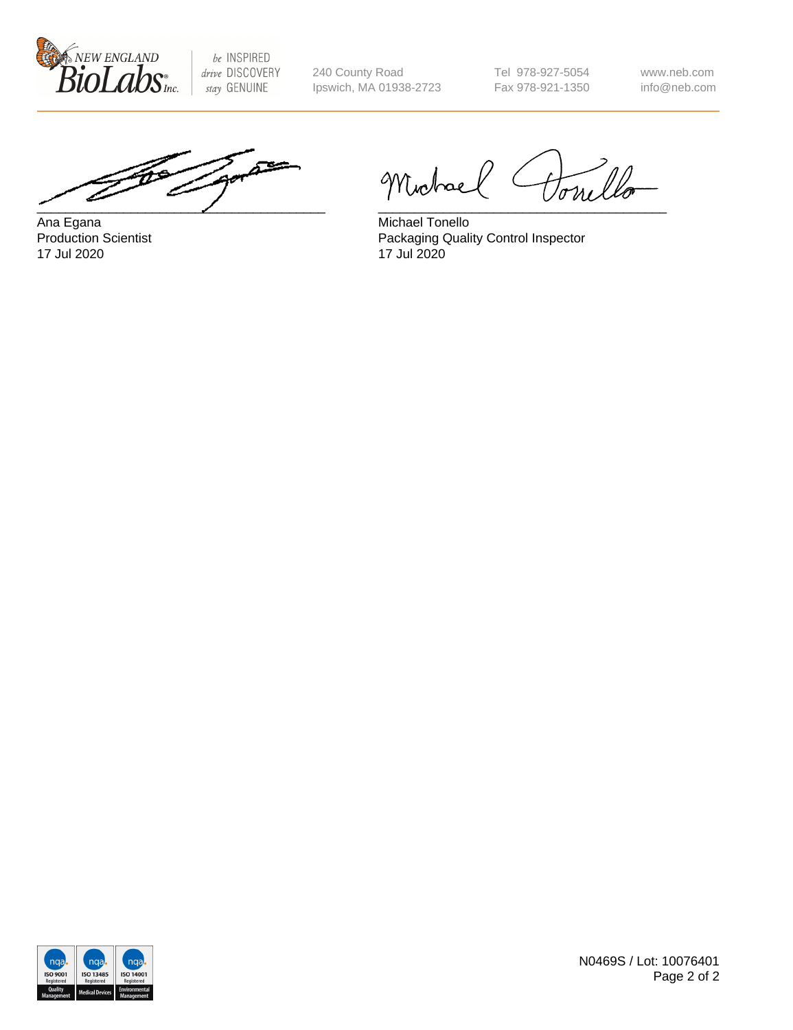Ana Egana
Production Scientist
17 Jul 2020

Michael Tonello
Packaging Quality Control Inspector
17 Jul 2020

N0469S / Lot: 10076401